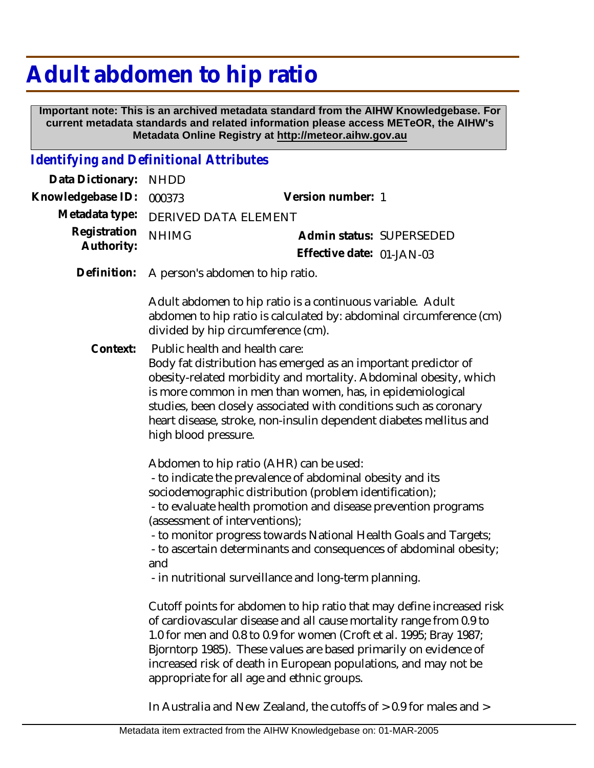# Adult abdomen to hip ratio

**Important note: This is an archived metadata standard from the AIHW Knowledgebase. For current metadata standards and related information please access METeOR, the AIHW's Metadata Online Registry at http://meteor.aihw.gov.au**

## *Identifying and Definitional Attributes*

| | | | |
|---|---|---|---|
| **Data Dictionary:** | NHDD | | |
| **Knowledgebase ID:** | 000373 | **Version number:** | 1 |
| **Metadata type:** | DERIVED DATA ELEMENT | | |
| **Registration Authority:** | NHIMG | **Admin status:** | SUPERSEDED |
| | | **Effective date:** | 01-JAN-03 |

**Definition:** A person's abdomen to hip ratio.

Adult abdomen to hip ratio is a continuous variable. Adult abdomen to hip ratio is calculated by: abdominal circumference (cm) divided by hip circumference (cm).

**Context:** Public health and health care:
Body fat distribution has emerged as an important predictor of obesity-related morbidity and mortality. Abdominal obesity, which is more common in men than women, has, in epidemiological studies, been closely associated with conditions such as coronary heart disease, stroke, non-insulin dependent diabetes mellitus and high blood pressure.

Abdomen to hip ratio (AHR) can be used:
- to indicate the prevalence of abdominal obesity and its sociodemographic distribution (problem identification);
- to evaluate health promotion and disease prevention programs (assessment of interventions);
- to monitor progress towards National Health Goals and Targets;
- to ascertain determinants and consequences of abdominal obesity; and
- in nutritional surveillance and long-term planning.

Cutoff points for abdomen to hip ratio that may define increased risk of cardiovascular disease and all cause mortality range from 0.9 to 1.0 for men and 0.8 to 0.9 for women (Croft et al. 1995; Bray 1987; Bjorntorp 1985). These values are based primarily on evidence of increased risk of death in European populations, and may not be appropriate for all age and ethnic groups.

In Australia and New Zealand, the cutoffs of > 0.9 for males and >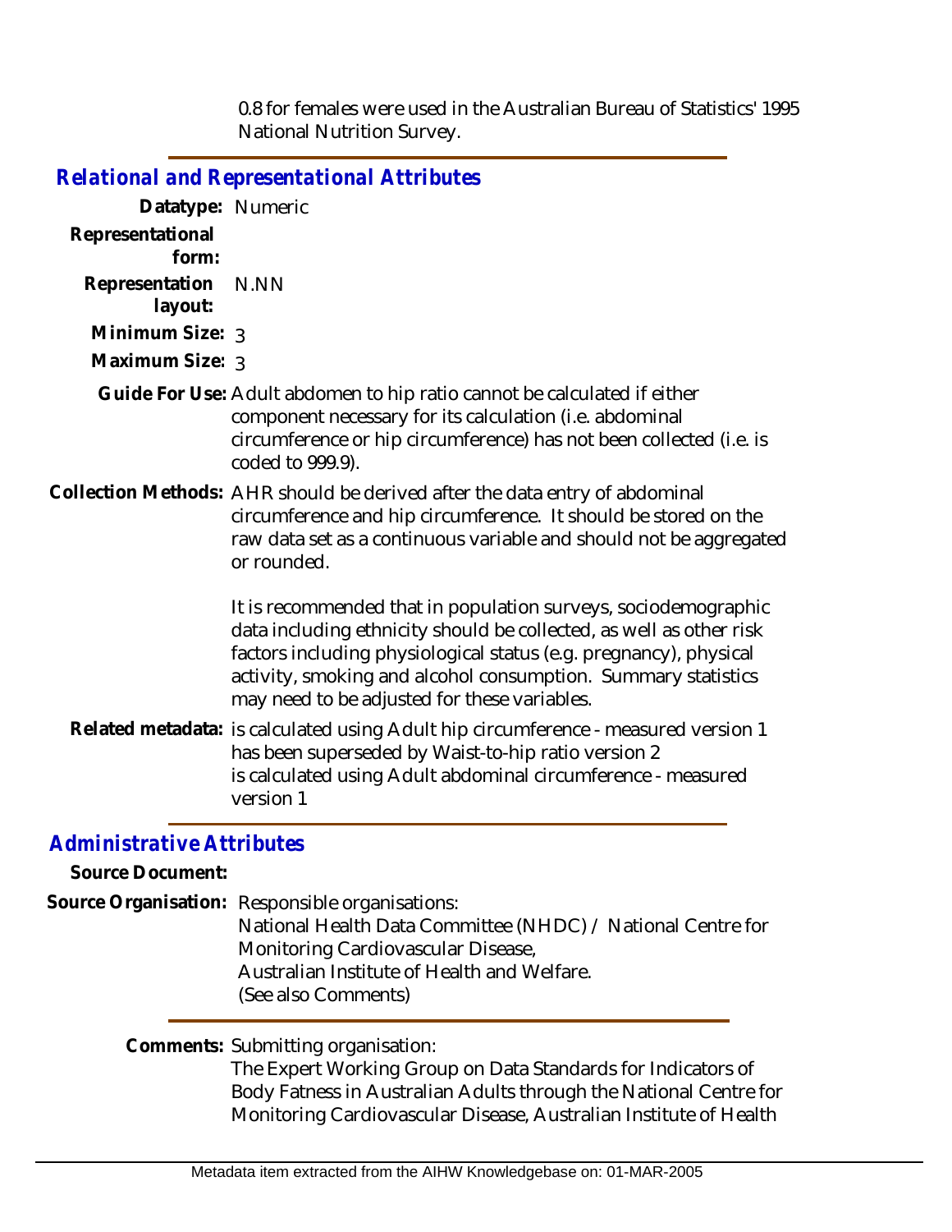0.8 for females were used in the Australian Bureau of Statistics' 1995 National Nutrition Survey.

## *Relational and Representational Attributes*

**Datatype:** Numeric

**Representational form:**

**Representation layout:** N.NN

**Minimum Size:** 3

**Maximum Size:** 3

**Guide For Use:** Adult abdomen to hip ratio cannot be calculated if either component necessary for its calculation (i.e. abdominal circumference or hip circumference) has not been collected (i.e. is coded to 999.9).

**Collection Methods:** AHR should be derived after the data entry of abdominal circumference and hip circumference. It should be stored on the raw data set as a continuous variable and should not be aggregated or rounded.

It is recommended that in population surveys, sociodemographic data including ethnicity should be collected, as well as other risk factors including physiological status (e.g. pregnancy), physical activity, smoking and alcohol consumption. Summary statistics may need to be adjusted for these variables.

**Related metadata:** is calculated using Adult hip circumference - measured version 1
has been superseded by Waist-to-hip ratio version 2
is calculated using Adult abdominal circumference - measured version 1

## *Administrative Attributes*

**Source Document:**

**Source Organisation:** Responsible organisations:
National Health Data Committee (NHDC) / National Centre for Monitoring Cardiovascular Disease,
Australian Institute of Health and Welfare.
(See also Comments)

**Comments:** Submitting organisation:
The Expert Working Group on Data Standards for Indicators of Body Fatness in Australian Adults through the National Centre for Monitoring Cardiovascular Disease, Australian Institute of Health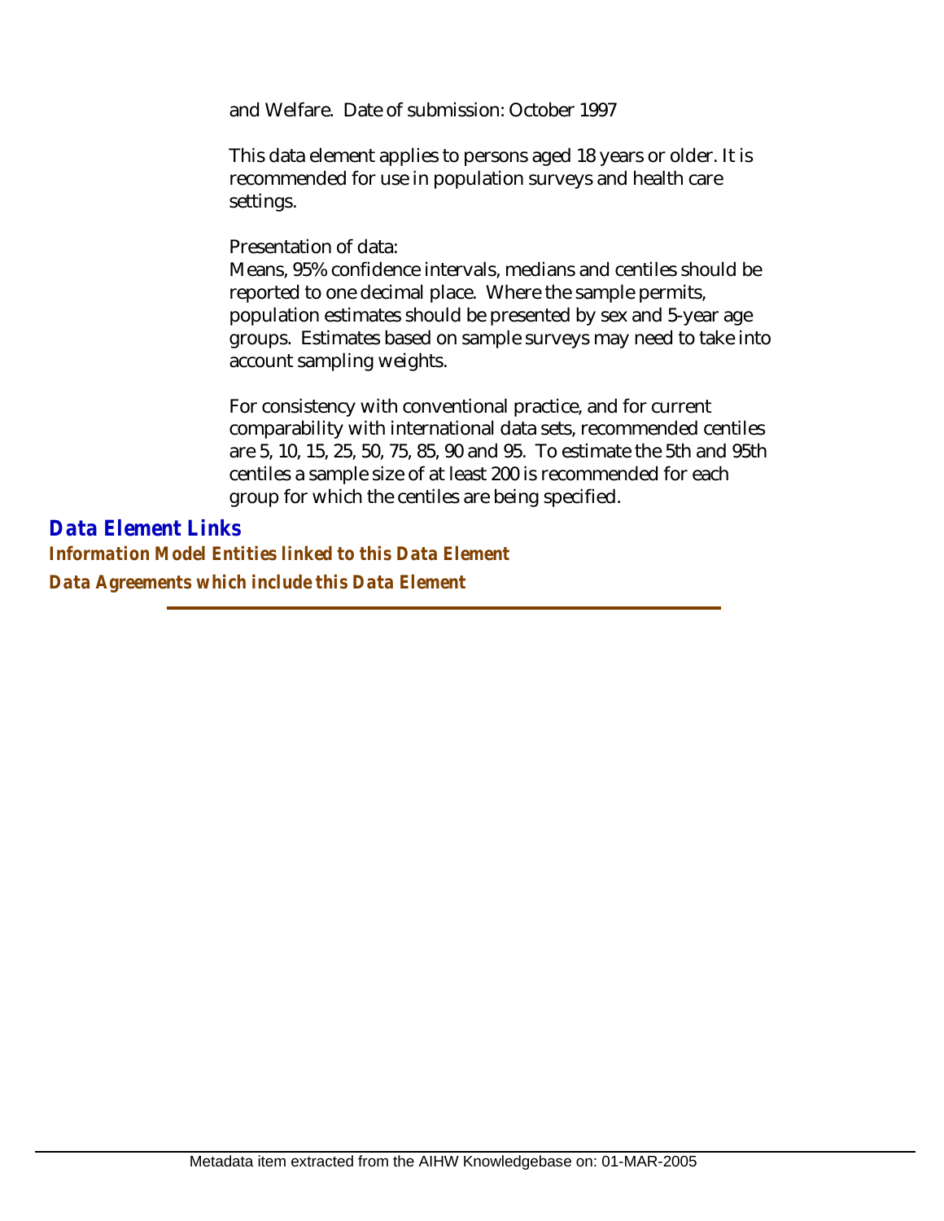and Welfare. Date of submission: October 1997

This data element applies to persons aged 18 years or older. It is recommended for use in population surveys and health care settings.

Presentation of data:
Means, 95% confidence intervals, medians and centiles should be reported to one decimal place. Where the sample permits, population estimates should be presented by sex and 5-year age groups. Estimates based on sample surveys may need to take into account sampling weights.

For consistency with conventional practice, and for current comparability with international data sets, recommended centiles are 5, 10, 15, 25, 50, 75, 85, 90 and 95. To estimate the 5th and 95th centiles a sample size of at least 200 is recommended for each group for which the centiles are being specified.

## Data Element Links

### *Information Model Entities linked to this Data Element*

### *Data Agreements which include this Data Element*

Metadata item extracted from the AIHW Knowledgebase on: 01-MAR-2005